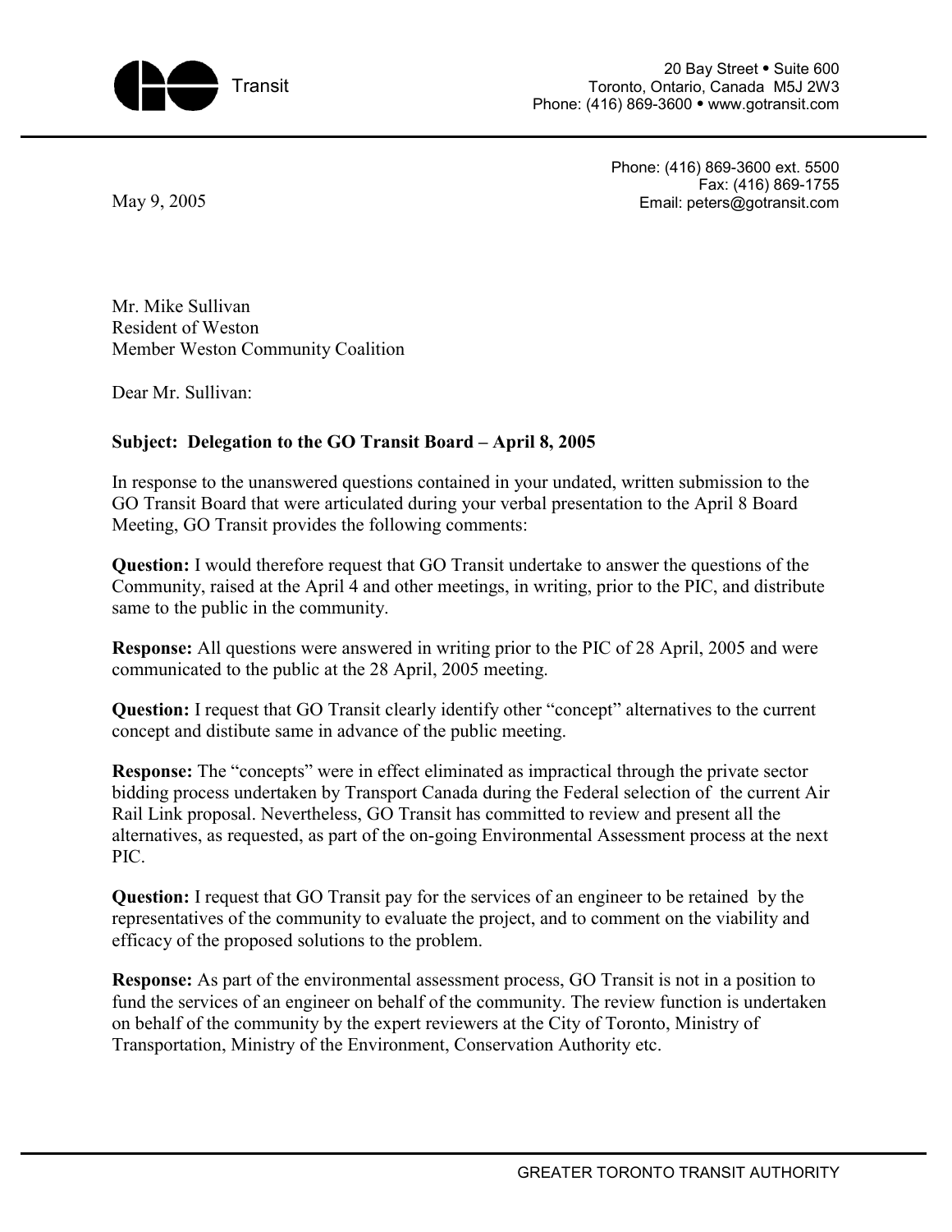GO Transit

20 Bay Street • Suite 600
Toronto, Ontario, Canada M5J 2W3
Phone: (416) 869-3600 • www.gotransit.com

Phone: (416) 869-3600 ext. 5500
Fax: (416) 869-1755
Email: peters@gotransit.com

May 9, 2005

Mr. Mike Sullivan
Resident of Weston
Member Weston Community Coalition

Dear Mr. Sullivan:

**Subject: Delegation to the GO Transit Board – April 8, 2005**

In response to the unanswered questions contained in your undated, written submission to the GO Transit Board that were articulated during your verbal presentation to the April 8 Board Meeting, GO Transit provides the following comments:

**Question:** I would therefore request that GO Transit undertake to answer the questions of the Community, raised at the April 4 and other meetings, in writing, prior to the PIC, and distribute same to the public in the community.

**Response:** All questions were answered in writing prior to the PIC of 28 April, 2005 and were communicated to the public at the 28 April, 2005 meeting.

**Question:** I request that GO Transit clearly identify other "concept" alternatives to the current concept and distibute same in advance of the public meeting.

**Response:** The "concepts" were in effect eliminated as impractical through the private sector bidding process undertaken by Transport Canada during the Federal selection of the current Air Rail Link proposal. Nevertheless, GO Transit has committed to review and present all the alternatives, as requested, as part of the on-going Environmental Assessment process at the next PIC.

**Question:** I request that GO Transit pay for the services of an engineer to be retained by the representatives of the community to evaluate the project, and to comment on the viability and efficacy of the proposed solutions to the problem.

**Response:** As part of the environmental assessment process, GO Transit is not in a position to fund the services of an engineer on behalf of the community. The review function is undertaken on behalf of the community by the expert reviewers at the City of Toronto, Ministry of Transportation, Ministry of the Environment, Conservation Authority etc.

GREATER TORONTO TRANSIT AUTHORITY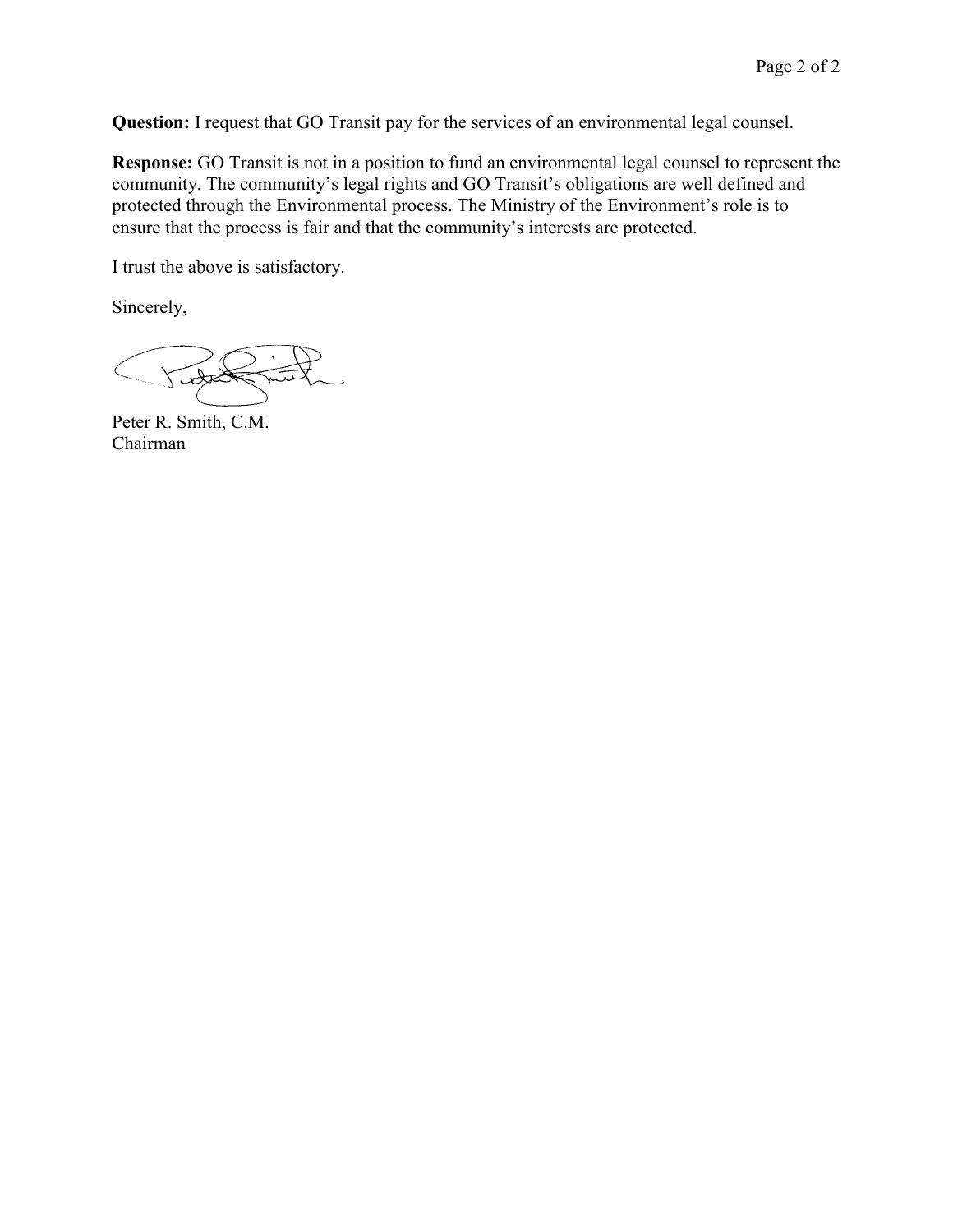**Question:** I request that GO Transit pay for the services of an environmental legal counsel.

**Response:** GO Transit is not in a position to fund an environmental legal counsel to represent the community. The community's legal rights and GO Transit's obligations are well defined and protected through the Environmental process. The Ministry of the Environment's role is to ensure that the process is fair and that the community's interests are protected.

I trust the above is satisfactory.

Sincerely,

Peter R. Smith, C.M.
Chairman